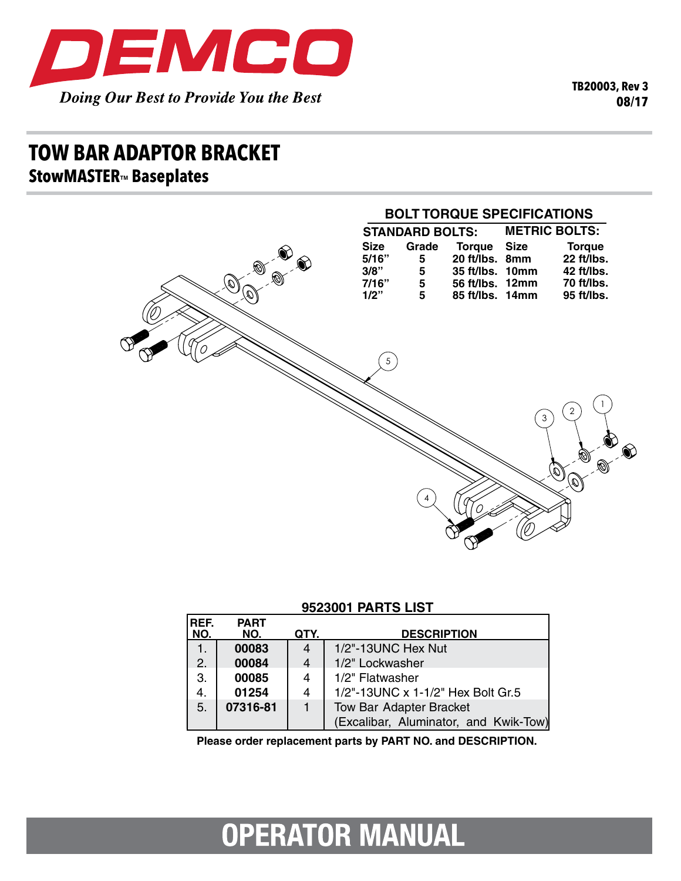# DEMCO

*Doing Our Best to Provide You the Best*

**TB20003, Rev 3**
**08/17**

# TOW BAR ADAPTOR BRACKET

## StowMASTER™ Baseplates

### BOLT TORQUE SPECIFICATIONS

| STANDARD BOLTS: | | | METRIC BOLTS: | |
|---|---|---|---|---|
| Size | Grade | Torque | Size | Torque |
| 5/16" | 5 | 20 ft/lbs. | 8mm | 22 ft/lbs. |
| 3/8" | 5 | 35 ft/lbs. | 10mm | 42 ft/lbs. |
| 7/16" | 5 | 56 ft/lbs. | 12mm | 70 ft/lbs. |
| 1/2" | 5 | 85 ft/lbs. | 14mm | 95 ft/lbs. |

### 9523001 PARTS LIST

| REF. NO. | PART NO. | QTY. | DESCRIPTION |
|---|---|---|---|
| 1. | **00083** | 4 | 1/2"-13UNC Hex Nut |
| 2. | **00084** | 4 | 1/2" Lockwasher |
| 3. | **00085** | 4 | 1/2" Flatwasher |
| 4. | **01254** | 4 | 1/2"-13UNC x 1-1/2" Hex Bolt Gr.5 |
| 5. | **07316-81** | 1 | Tow Bar Adapter Bracket (Excalibar, Aluminator, and Kwik-Tow) |

**Please order replacement parts by PART NO. and DESCRIPTION.**

# OPERATOR MANUAL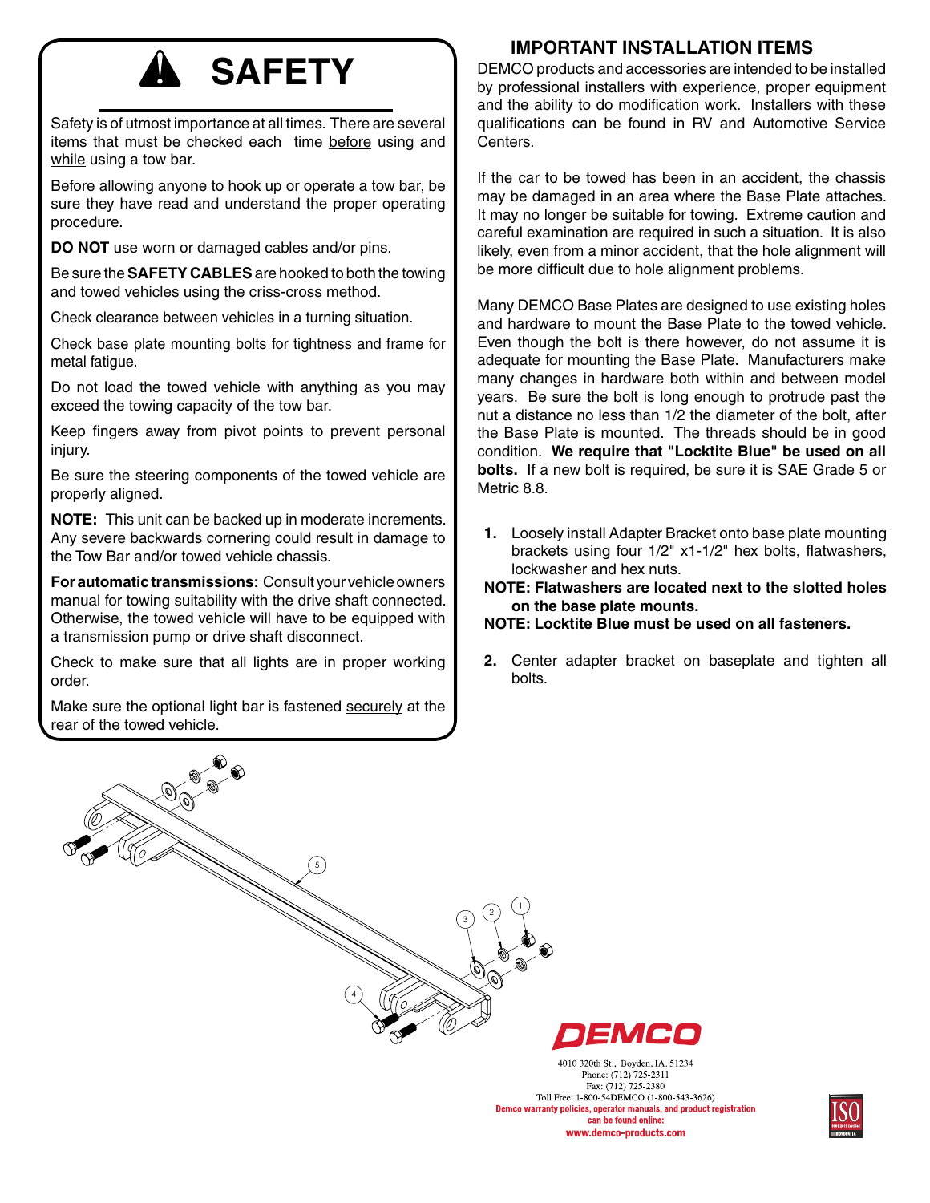# ⚠ SAFETY

Safety is of utmost importance at all times. There are several items that must be checked each time before using and while using a tow bar.

Before allowing anyone to hook up or operate a tow bar, be sure they have read and understand the proper operating procedure.

**DO NOT** use worn or damaged cables and/or pins.

Be sure the **SAFETY CABLES** are hooked to both the towing and towed vehicles using the criss-cross method.

Check clearance between vehicles in a turning situation.

Check base plate mounting bolts for tightness and frame for metal fatigue.

Do not load the towed vehicle with anything as you may exceed the towing capacity of the tow bar.

Keep fingers away from pivot points to prevent personal injury.

Be sure the steering components of the towed vehicle are properly aligned.

**NOTE:** This unit can be backed up in moderate increments. Any severe backwards cornering could result in damage to the Tow Bar and/or towed vehicle chassis.

**For automatic transmissions:** Consult your vehicle owners manual for towing suitability with the drive shaft connected. Otherwise, the towed vehicle will have to be equipped with a transmission pump or drive shaft disconnect.

Check to make sure that all lights are in proper working order.

Make sure the optional light bar is fastened securely at the rear of the towed vehicle.

## IMPORTANT INSTALLATION ITEMS

DEMCO products and accessories are intended to be installed by professional installers with experience, proper equipment and the ability to do modification work. Installers with these qualifications can be found in RV and Automotive Service Centers.

If the car to be towed has been in an accident, the chassis may be damaged in an area where the Base Plate attaches. It may no longer be suitable for towing. Extreme caution and careful examination are required in such a situation. It is also likely, even from a minor accident, that the hole alignment will be more difficult due to hole alignment problems.

Many DEMCO Base Plates are designed to use existing holes and hardware to mount the Base Plate to the towed vehicle. Even though the bolt is there however, do not assume it is adequate for mounting the Base Plate. Manufacturers make many changes in hardware both within and between model years. Be sure the bolt is long enough to protrude past the nut a distance no less than 1/2 the diameter of the bolt, after the Base Plate is mounted. The threads should be in good condition. **We require that "Locktite Blue" be used on all bolts.** If a new bolt is required, be sure it is SAE Grade 5 or Metric 8.8.

1. Loosely install Adapter Bracket onto base plate mounting brackets using four 1/2" x1-1/2" hex bolts, flatwashers, lockwasher and hex nuts.

**NOTE: Flatwashers are located next to the slotted holes on the base plate mounts.**

**NOTE: Locktite Blue must be used on all fasteners.**

2. Center adapter bracket on baseplate and tighten all bolts.

5
3
2
1
4

DEMCO

4010 320th St., Boyden, IA. 51234
Phone: (712) 725-2311
Fax: (712) 725-2380
Toll Free: 1-800-54DEMCO (1-800-543-3626)
Demco warranty policies, operator manuals, and product registration can be found online:
www.demco-products.com